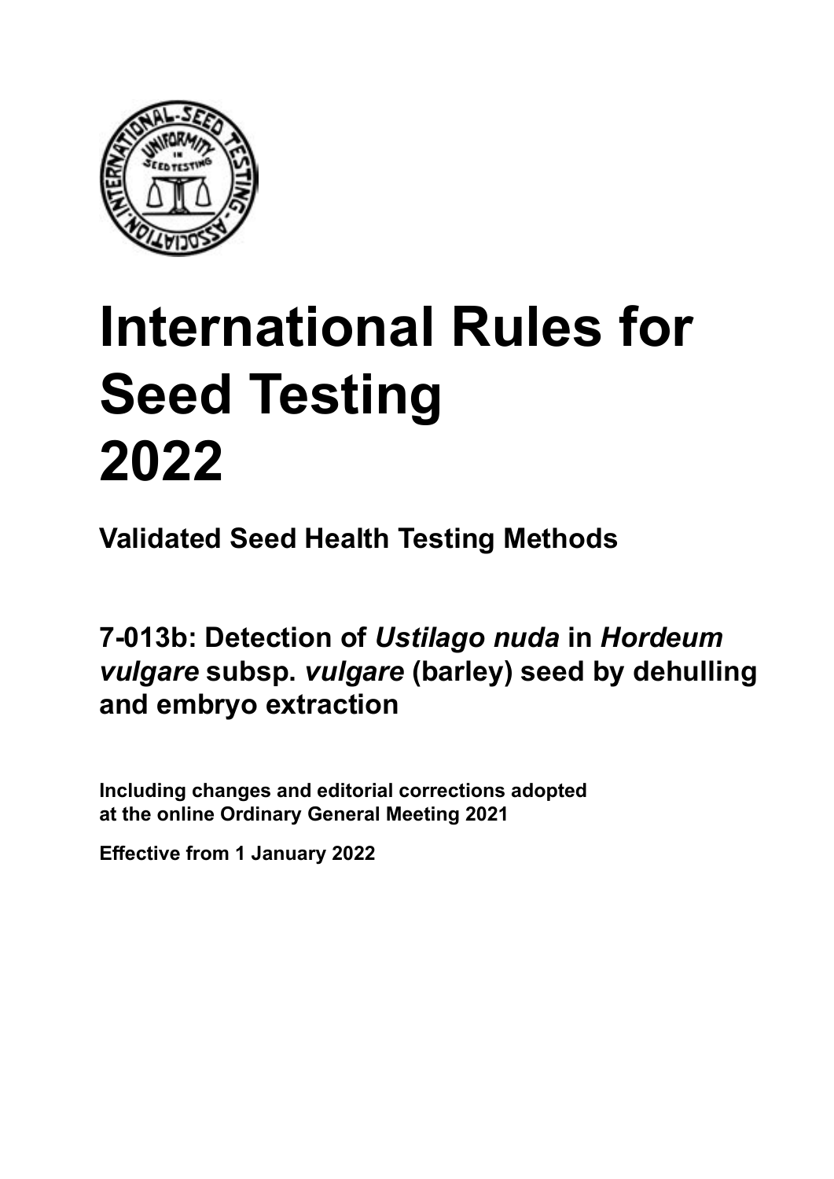# International Rules for Seed Testing 2022

**Validated Seed Health Testing Methods**

## 7-013b: Detection of *Ustilago nuda* in *Hordeum vulgare* subsp. *vulgare* (barley) seed by dehulling and embryo extraction

**Including changes and editorial corrections adopted at the online Ordinary General Meeting 2021**

**Effective from 1 January 2022**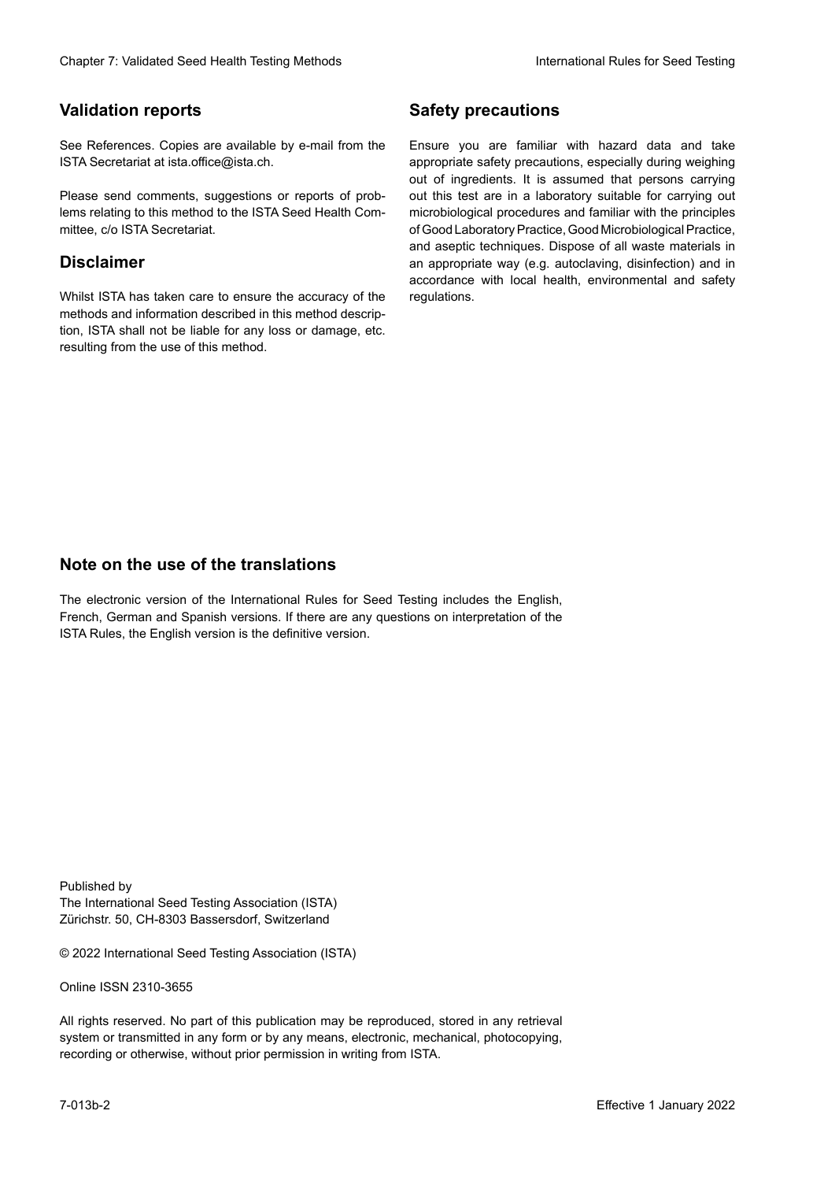## Validation reports

See References. Copies are available by e-mail from the ISTA Secretariat at ista.office@ista.ch.

Please send comments, suggestions or reports of problems relating to this method to the ISTA Seed Health Committee, c/o ISTA Secretariat.

## Disclaimer

Whilst ISTA has taken care to ensure the accuracy of the methods and information described in this method description, ISTA shall not be liable for any loss or damage, etc. resulting from the use of this method.

## Safety precautions

Ensure you are familiar with hazard data and take appropriate safety precautions, especially during weighing out of ingredients. It is assumed that persons carrying out this test are in a laboratory suitable for carrying out microbiological procedures and familiar with the principles of Good Laboratory Practice, Good Microbiological Practice, and aseptic techniques. Dispose of all waste materials in an appropriate way (e.g. autoclaving, disinfection) and in accordance with local health, environmental and safety regulations.

## Note on the use of the translations

The electronic version of the International Rules for Seed Testing includes the English, French, German and Spanish versions. If there are any questions on interpretation of the ISTA Rules, the English version is the definitive version.

Published by
The International Seed Testing Association (ISTA)
Zürichstr. 50, CH-8303 Bassersdorf, Switzerland

© 2022 International Seed Testing Association (ISTA)

Online ISSN 2310-3655

All rights reserved. No part of this publication may be reproduced, stored in any retrieval system or transmitted in any form or by any means, electronic, mechanical, photocopying, recording or otherwise, without prior permission in writing from ISTA.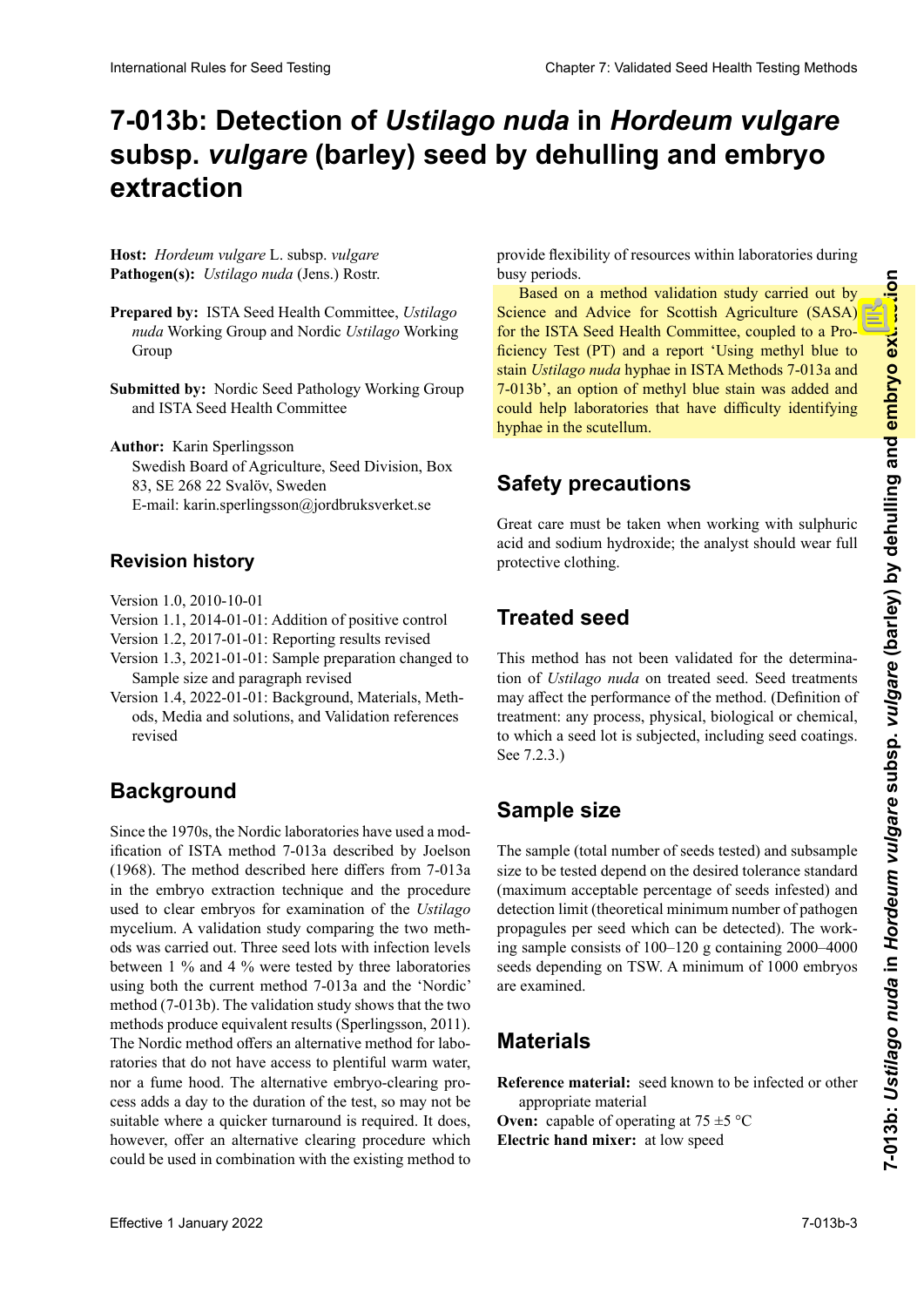# 7-013b: Detection of *Ustilago nuda* in *Hordeum vulgare* subsp. *vulgare* (barley) seed by dehulling and embryo extraction

**Host:** *Hordeum vulgare* L. subsp. *vulgare*
**Pathogen(s):** *Ustilago nuda* (Jens.) Rostr.

**Prepared by:** ISTA Seed Health Committee, *Ustilago nuda* Working Group and Nordic *Ustilago* Working Group

**Submitted by:** Nordic Seed Pathology Working Group and ISTA Seed Health Committee

**Author:** Karin Sperlingsson
Swedish Board of Agriculture, Seed Division, Box 83, SE 268 22 Svalöv, Sweden
E-mail: karin.sperlingsson@jordbruksverket.se

## Revision history

Version 1.0, 2010-10-01
Version 1.1, 2014-01-01: Addition of positive control
Version 1.2, 2017-01-01: Reporting results revised
Version 1.3, 2021-01-01: Sample preparation changed to Sample size and paragraph revised
Version 1.4, 2022-01-01: Background, Materials, Methods, Media and solutions, and Validation references revised

## Background

Since the 1970s, the Nordic laboratories have used a modification of ISTA method 7-013a described by Joelson (1968). The method described here differs from 7-013a in the embryo extraction technique and the procedure used to clear embryos for examination of the *Ustilago* mycelium. A validation study comparing the two methods was carried out. Three seed lots with infection levels between 1 % and 4 % were tested by three laboratories using both the current method 7-013a and the 'Nordic' method (7-013b). The validation study shows that the two methods produce equivalent results (Sperlingsson, 2011). The Nordic method offers an alternative method for laboratories that do not have access to plentiful warm water, nor a fume hood. The alternative embryo-clearing process adds a day to the duration of the test, so may not be suitable where a quicker turnaround is required. It does, however, offer an alternative clearing procedure which could be used in combination with the existing method to provide flexibility of resources within laboratories during busy periods.

Based on a method validation study carried out by Science and Advice for Scottish Agriculture (SASA) for the ISTA Seed Health Committee, coupled to a Proficiency Test (PT) and a report 'Using methyl blue to stain *Ustilago nuda* hyphae in ISTA Methods 7-013a and 7-013b', an option of methyl blue stain was added and could help laboratories that have difficulty identifying hyphae in the scutellum.

## Safety precautions

Great care must be taken when working with sulphuric acid and sodium hydroxide; the analyst should wear full protective clothing.

## Treated seed

This method has not been validated for the determination of *Ustilago nuda* on treated seed. Seed treatments may affect the performance of the method. (Definition of treatment: any process, physical, biological or chemical, to which a seed lot is subjected, including seed coatings. See 7.2.3.)

## Sample size

The sample (total number of seeds tested) and subsample size to be tested depend on the desired tolerance standard (maximum acceptable percentage of seeds infested) and detection limit (theoretical minimum number of pathogen propagules per seed which can be detected). The working sample consists of 100–120 g containing 2000–4000 seeds depending on TSW. A minimum of 1000 embryos are examined.

## Materials

**Reference material:** seed known to be infected or other appropriate material
**Oven:** capable of operating at 75 ±5 °C
**Electric hand mixer:** at low speed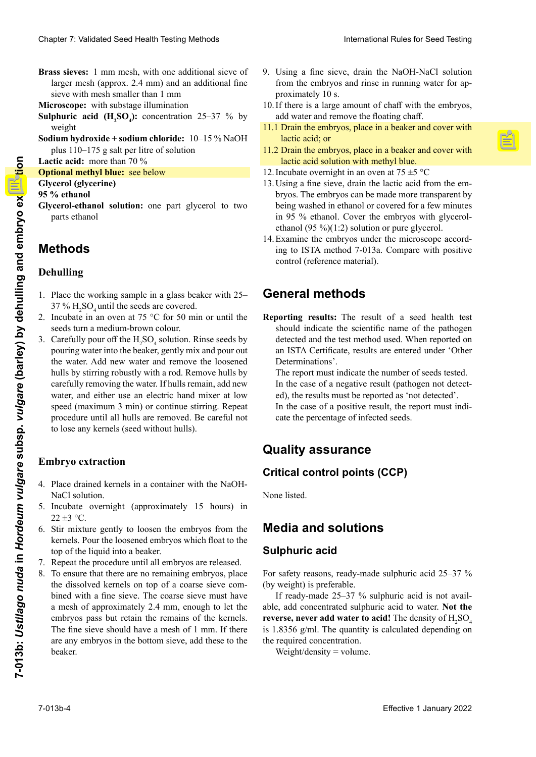**Brass sieves:** 1 mm mesh, with one additional sieve of larger mesh (approx. 2.4 mm) and an additional fine sieve with mesh smaller than 1 mm

**Microscope:** with substage illumination

**Sulphuric acid ($H_2SO_4$):** concentration 25–37 % by weight

**Sodium hydroxide + sodium chloride:** 10–15 % NaOH plus 110–175 g salt per litre of solution

**Lactic acid:** more than 70 %

**Optional methyl blue:** see below

**Glycerol (glycerine)**

**95 % ethanol**

**Glycerol-ethanol solution:** one part glycerol to two parts ethanol

## Methods

### Dehulling

1. Place the working sample in a glass beaker with 25–37 % $H_2SO_4$ until the seeds are covered.
2. Incubate in an oven at 75 °C for 50 min or until the seeds turn a medium-brown colour.
3. Carefully pour off the $H_2SO_4$ solution. Rinse seeds by pouring water into the beaker, gently mix and pour out the water. Add new water and remove the loosened hulls by stirring robustly with a rod. Remove hulls by carefully removing the water. If hulls remain, add new water, and either use an electric hand mixer at low speed (maximum 3 min) or continue stirring. Repeat procedure until all hulls are removed. Be careful not to lose any kernels (seed without hulls).

### Embryo extraction

4. Place drained kernels in a container with the NaOH-NaCl solution.
5. Incubate overnight (approximately 15 hours) in 22 ±3 °C.
6. Stir mixture gently to loosen the embryos from the kernels. Pour the loosened embryos which float to the top of the liquid into a beaker.
7. Repeat the procedure until all embryos are released.
8. To ensure that there are no remaining embryos, place the dissolved kernels on top of a coarse sieve combined with a fine sieve. The coarse sieve must have a mesh of approximately 2.4 mm, enough to let the embryos pass but retain the remains of the kernels. The fine sieve should have a mesh of 1 mm. If there are any embryos in the bottom sieve, add these to the beaker.
9. Using a fine sieve, drain the NaOH-NaCl solution from the embryos and rinse in running water for approximately 10 s.
10. If there is a large amount of chaff with the embryos, add water and remove the floating chaff.

11.1 Drain the embryos, place in a beaker and cover with lactic acid; or

11.2 Drain the embryos, place in a beaker and cover with lactic acid solution with methyl blue.

12. Incubate overnight in an oven at 75 ±5 °C
13. Using a fine sieve, drain the lactic acid from the embryos. The embryos can be made more transparent by being washed in ethanol or covered for a few minutes in 95 % ethanol. Cover the embryos with glycerol-ethanol (95 %)(1:2) solution or pure glycerol.
14. Examine the embryos under the microscope according to ISTA method 7-013a. Compare with positive control (reference material).

## General methods

**Reporting results:** The result of a seed health test should indicate the scientific name of the pathogen detected and the test method used. When reported on an ISTA Certificate, results are entered under 'Other Determinations'.

The report must indicate the number of seeds tested.

In the case of a negative result (pathogen not detected), the results must be reported as 'not detected'.

In the case of a positive result, the report must indicate the percentage of infected seeds.

## Quality assurance

### Critical control points (CCP)

None listed.

## Media and solutions

### Sulphuric acid

For safety reasons, ready-made sulphuric acid 25–37 % (by weight) is preferable.

If ready-made 25–37 % sulphuric acid is not available, add concentrated sulphuric acid to water. **Not the reverse, never add water to acid!** The density of $H_2SO_4$ is 1.8356 g/ml. The quantity is calculated depending on the required concentration.

Weight/density = volume.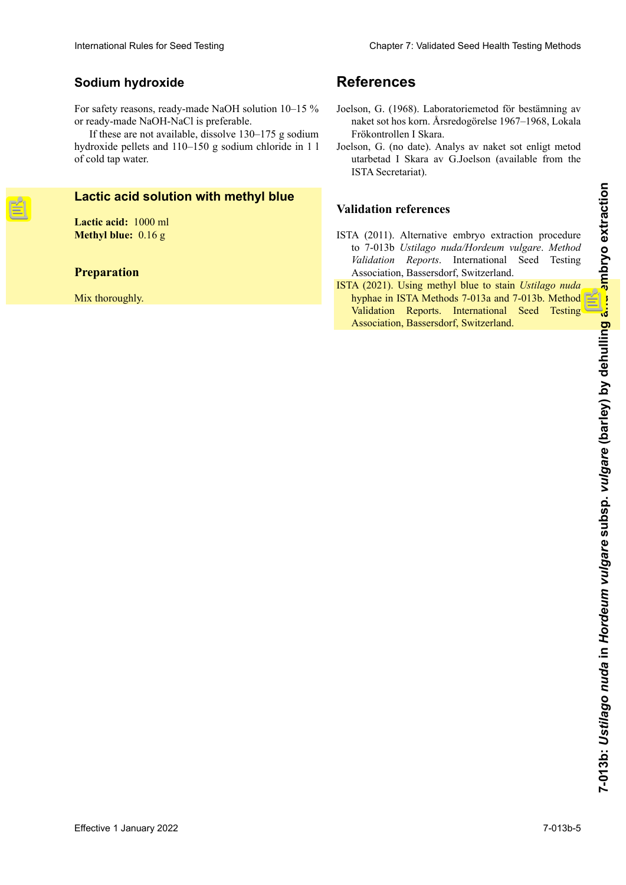## Sodium hydroxide

For safety reasons, ready-made NaOH solution 10–15 % or ready-made NaOH-NaCl is preferable.

If these are not available, dissolve 130–175 g sodium hydroxide pellets and 110–150 g sodium chloride in 1 l of cold tap water.

## Lactic acid solution with methyl blue

**Lactic acid:** 1000 ml
**Methyl blue:** 0.16 g

### Preparation

Mix thoroughly.

# References

Joelson, G. (1968). Laboratoriemetod för bestämning av naket sot hos korn. Årsredogörelse 1967–1968, Lokala Frökontrollen I Skara.

Joelson, G. (no date). Analys av naket sot enligt metod utarbetad I Skara av G.Joelson (available from the ISTA Secretariat).

### Validation references

ISTA (2011). Alternative embryo extraction procedure to 7-013b *Ustilago nuda/Hordeum vulgare*. *Method Validation Reports*. International Seed Testing Association, Bassersdorf, Switzerland.

ISTA (2021). Using methyl blue to stain *Ustilago nuda* hyphae in ISTA Methods 7-013a and 7-013b. Method Validation Reports. International Seed Testing Association, Bassersdorf, Switzerland.